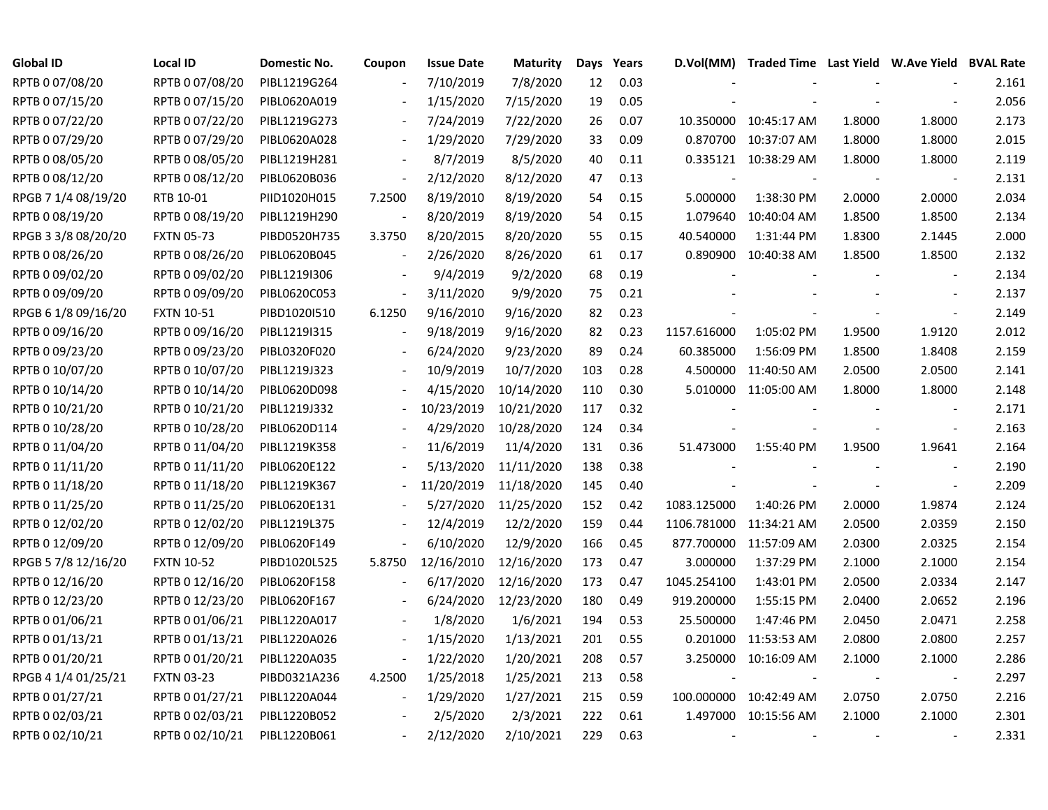| Global ID | Local ID | Domestic No. | Coupon | Issue Date | Maturity | Days | Years | D.Vol(MM) | Traded Time | Last Yield | W.Ave Yield | BVAL Rate |
|---|---|---|---|---|---|---|---|---|---|---|---|---|
| RPTB 0 07/08/20 | RPTB 0 07/08/20 | PIBL1219G264 | - | 7/10/2019 | 7/8/2020 | 12 | 0.03 | - | - | - | - | 2.161 |
| RPTB 0 07/15/20 | RPTB 0 07/15/20 | PIBL0620A019 | - | 1/15/2020 | 7/15/2020 | 19 | 0.05 | - | - | - | - | 2.056 |
| RPTB 0 07/22/20 | RPTB 0 07/22/20 | PIBL1219G273 | - | 7/24/2019 | 7/22/2020 | 26 | 0.07 | 10.350000 | 10:45:17 AM | 1.8000 | 1.8000 | 2.173 |
| RPTB 0 07/29/20 | RPTB 0 07/29/20 | PIBL0620A028 | - | 1/29/2020 | 7/29/2020 | 33 | 0.09 | 0.870700 | 10:37:07 AM | 1.8000 | 1.8000 | 2.015 |
| RPTB 0 08/05/20 | RPTB 0 08/05/20 | PIBL1219H281 | - | 8/7/2019 | 8/5/2020 | 40 | 0.11 | 0.335121 | 10:38:29 AM | 1.8000 | 1.8000 | 2.119 |
| RPTB 0 08/12/20 | RPTB 0 08/12/20 | PIBL0620B036 | - | 2/12/2020 | 8/12/2020 | 47 | 0.13 | - | - | - | - | 2.131 |
| RPGB 7 1/4 08/19/20 | RTB 10-01 | PIID1020H015 | 7.2500 | 8/19/2010 | 8/19/2020 | 54 | 0.15 | 5.000000 | 1:38:30 PM | 2.0000 | 2.0000 | 2.034 |
| RPTB 0 08/19/20 | RPTB 0 08/19/20 | PIBL1219H290 | - | 8/20/2019 | 8/19/2020 | 54 | 0.15 | 1.079640 | 10:40:04 AM | 1.8500 | 1.8500 | 2.134 |
| RPGB 3 3/8 08/20/20 | FXTN 05-73 | PIBD0520H735 | 3.3750 | 8/20/2015 | 8/20/2020 | 55 | 0.15 | 40.540000 | 1:31:44 PM | 1.8300 | 2.1445 | 2.000 |
| RPTB 0 08/26/20 | RPTB 0 08/26/20 | PIBL0620B045 | - | 2/26/2020 | 8/26/2020 | 61 | 0.17 | 0.890900 | 10:40:38 AM | 1.8500 | 1.8500 | 2.132 |
| RPTB 0 09/02/20 | RPTB 0 09/02/20 | PIBL1219I306 | - | 9/4/2019 | 9/2/2020 | 68 | 0.19 | - | - | - | - | 2.134 |
| RPTB 0 09/09/20 | RPTB 0 09/09/20 | PIBL0620C053 | - | 3/11/2020 | 9/9/2020 | 75 | 0.21 | - | - | - | - | 2.137 |
| RPGB 6 1/8 09/16/20 | FXTN 10-51 | PIBD1020I510 | 6.1250 | 9/16/2010 | 9/16/2020 | 82 | 0.23 | - | - | - | - | 2.149 |
| RPTB 0 09/16/20 | RPTB 0 09/16/20 | PIBL1219I315 | - | 9/18/2019 | 9/16/2020 | 82 | 0.23 | 1157.616000 | 1:05:02 PM | 1.9500 | 1.9120 | 2.012 |
| RPTB 0 09/23/20 | RPTB 0 09/23/20 | PIBL0320F020 | - | 6/24/2020 | 9/23/2020 | 89 | 0.24 | 60.385000 | 1:56:09 PM | 1.8500 | 1.8408 | 2.159 |
| RPTB 0 10/07/20 | RPTB 0 10/07/20 | PIBL1219J323 | - | 10/9/2019 | 10/7/2020 | 103 | 0.28 | 4.500000 | 11:40:50 AM | 2.0500 | 2.0500 | 2.141 |
| RPTB 0 10/14/20 | RPTB 0 10/14/20 | PIBL0620D098 | - | 4/15/2020 | 10/14/2020 | 110 | 0.30 | 5.010000 | 11:05:00 AM | 1.8000 | 1.8000 | 2.148 |
| RPTB 0 10/21/20 | RPTB 0 10/21/20 | PIBL1219J332 | - | 10/23/2019 | 10/21/2020 | 117 | 0.32 | - | - | - | - | 2.171 |
| RPTB 0 10/28/20 | RPTB 0 10/28/20 | PIBL0620D114 | - | 4/29/2020 | 10/28/2020 | 124 | 0.34 | - | - | - | - | 2.163 |
| RPTB 0 11/04/20 | RPTB 0 11/04/20 | PIBL1219K358 | - | 11/6/2019 | 11/4/2020 | 131 | 0.36 | 51.473000 | 1:55:40 PM | 1.9500 | 1.9641 | 2.164 |
| RPTB 0 11/11/20 | RPTB 0 11/11/20 | PIBL0620E122 | - | 5/13/2020 | 11/11/2020 | 138 | 0.38 | - | - | - | - | 2.190 |
| RPTB 0 11/18/20 | RPTB 0 11/18/20 | PIBL1219K367 | - | 11/20/2019 | 11/18/2020 | 145 | 0.40 | - | - | - | - | 2.209 |
| RPTB 0 11/25/20 | RPTB 0 11/25/20 | PIBL0620E131 | - | 5/27/2020 | 11/25/2020 | 152 | 0.42 | 1083.125000 | 1:40:26 PM | 2.0000 | 1.9874 | 2.124 |
| RPTB 0 12/02/20 | RPTB 0 12/02/20 | PIBL1219L375 | - | 12/4/2019 | 12/2/2020 | 159 | 0.44 | 1106.781000 | 11:34:21 AM | 2.0500 | 2.0359 | 2.150 |
| RPTB 0 12/09/20 | RPTB 0 12/09/20 | PIBL0620F149 | - | 6/10/2020 | 12/9/2020 | 166 | 0.45 | 877.700000 | 11:57:09 AM | 2.0300 | 2.0325 | 2.154 |
| RPGB 5 7/8 12/16/20 | FXTN 10-52 | PIBD1020L525 | 5.8750 | 12/16/2010 | 12/16/2020 | 173 | 0.47 | 3.000000 | 1:37:29 PM | 2.1000 | 2.1000 | 2.154 |
| RPTB 0 12/16/20 | RPTB 0 12/16/20 | PIBL0620F158 | - | 6/17/2020 | 12/16/2020 | 173 | 0.47 | 1045.254100 | 1:43:01 PM | 2.0500 | 2.0334 | 2.147 |
| RPTB 0 12/23/20 | RPTB 0 12/23/20 | PIBL0620F167 | - | 6/24/2020 | 12/23/2020 | 180 | 0.49 | 919.200000 | 1:55:15 PM | 2.0400 | 2.0652 | 2.196 |
| RPTB 0 01/06/21 | RPTB 0 01/06/21 | PIBL1220A017 | - | 1/8/2020 | 1/6/2021 | 194 | 0.53 | 25.500000 | 1:47:46 PM | 2.0450 | 2.0471 | 2.258 |
| RPTB 0 01/13/21 | RPTB 0 01/13/21 | PIBL1220A026 | - | 1/15/2020 | 1/13/2021 | 201 | 0.55 | 0.201000 | 11:53:53 AM | 2.0800 | 2.0800 | 2.257 |
| RPTB 0 01/20/21 | RPTB 0 01/20/21 | PIBL1220A035 | - | 1/22/2020 | 1/20/2021 | 208 | 0.57 | 3.250000 | 10:16:09 AM | 2.1000 | 2.1000 | 2.286 |
| RPGB 4 1/4 01/25/21 | FXTN 03-23 | PIBD0321A236 | 4.2500 | 1/25/2018 | 1/25/2021 | 213 | 0.58 | - | - | - | - | 2.297 |
| RPTB 0 01/27/21 | RPTB 0 01/27/21 | PIBL1220A044 | - | 1/29/2020 | 1/27/2021 | 215 | 0.59 | 100.000000 | 10:42:49 AM | 2.0750 | 2.0750 | 2.216 |
| RPTB 0 02/03/21 | RPTB 0 02/03/21 | PIBL1220B052 | - | 2/5/2020 | 2/3/2021 | 222 | 0.61 | 1.497000 | 10:15:56 AM | 2.1000 | 2.1000 | 2.301 |
| RPTB 0 02/10/21 | RPTB 0 02/10/21 | PIBL1220B061 | - | 2/12/2020 | 2/10/2021 | 229 | 0.63 | - | - | - | - | 2.331 |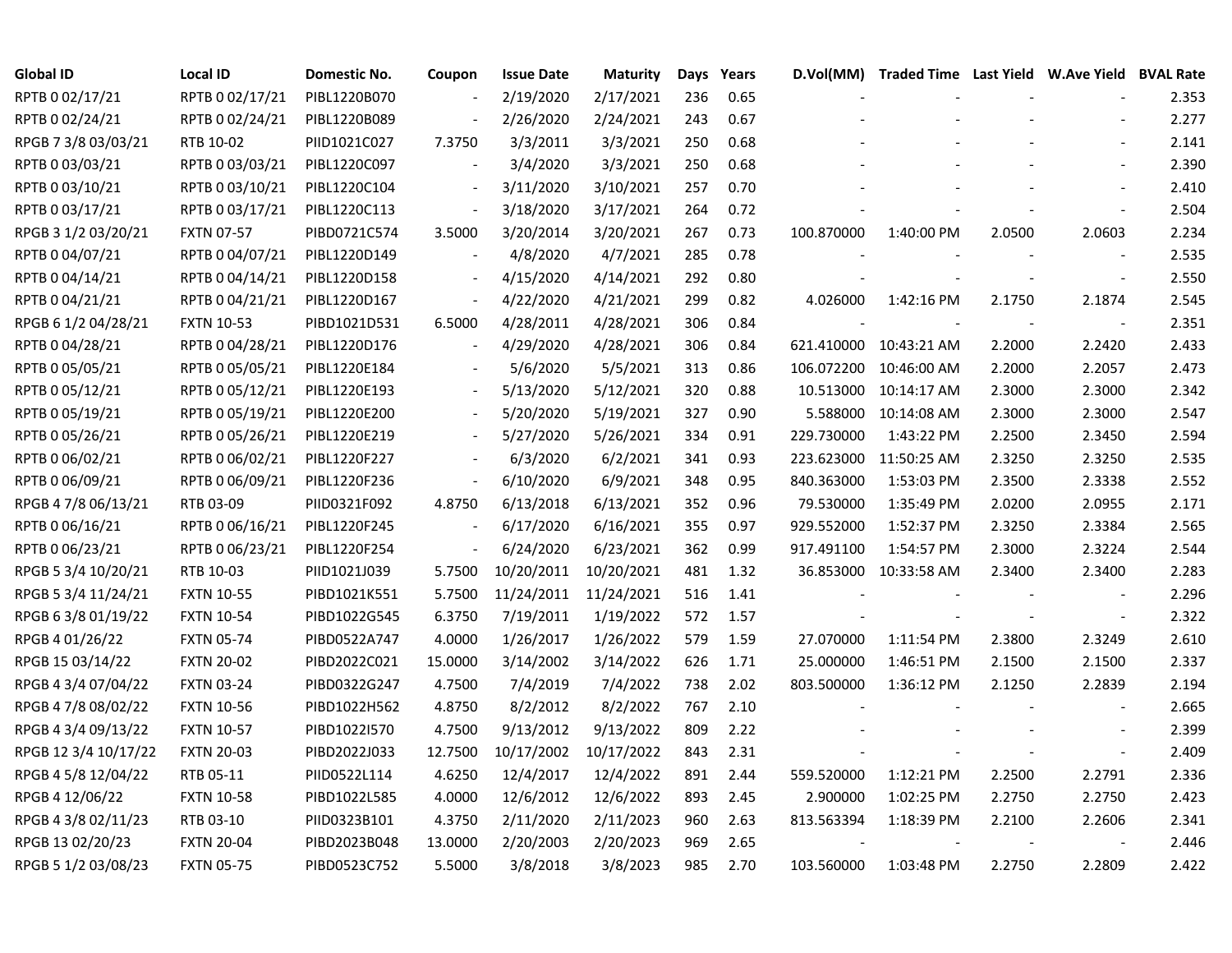| Global ID | Local ID | Domestic No. | Coupon | Issue Date | Maturity | Days | Years | D.Vol(MM) | Traded Time | Last Yield | W.Ave Yield | BVAL Rate |
|---|---|---|---|---|---|---|---|---|---|---|---|---|
| RPTB 0 02/17/21 | RPTB 0 02/17/21 | PIBL1220B070 | - | 2/19/2020 | 2/17/2021 | 236 | 0.65 | - | - | - | - | 2.353 |
| RPTB 0 02/24/21 | RPTB 0 02/24/21 | PIBL1220B089 | - | 2/26/2020 | 2/24/2021 | 243 | 0.67 | - | - | - | - | 2.277 |
| RPGB 7 3/8 03/03/21 | RTB 10-02 | PIID1021C027 | 7.3750 | 3/3/2011 | 3/3/2021 | 250 | 0.68 | - | - | - | - | 2.141 |
| RPTB 0 03/03/21 | RPTB 0 03/03/21 | PIBL1220C097 | - | 3/4/2020 | 3/3/2021 | 250 | 0.68 | - | - | - | - | 2.390 |
| RPTB 0 03/10/21 | RPTB 0 03/10/21 | PIBL1220C104 | - | 3/11/2020 | 3/10/2021 | 257 | 0.70 | - | - | - | - | 2.410 |
| RPTB 0 03/17/21 | RPTB 0 03/17/21 | PIBL1220C113 | - | 3/18/2020 | 3/17/2021 | 264 | 0.72 | - | - | - | - | 2.504 |
| RPGB 3 1/2 03/20/21 | FXTN 07-57 | PIBD0721C574 | 3.5000 | 3/20/2014 | 3/20/2021 | 267 | 0.73 | 100.870000 | 1:40:00 PM | 2.0500 | 2.0603 | 2.234 |
| RPTB 0 04/07/21 | RPTB 0 04/07/21 | PIBL1220D149 | - | 4/8/2020 | 4/7/2021 | 285 | 0.78 | - | - | - | - | 2.535 |
| RPTB 0 04/14/21 | RPTB 0 04/14/21 | PIBL1220D158 | - | 4/15/2020 | 4/14/2021 | 292 | 0.80 | - | - | - | - | 2.550 |
| RPTB 0 04/21/21 | RPTB 0 04/21/21 | PIBL1220D167 | - | 4/22/2020 | 4/21/2021 | 299 | 0.82 | 4.026000 | 1:42:16 PM | 2.1750 | 2.1874 | 2.545 |
| RPGB 6 1/2 04/28/21 | FXTN 10-53 | PIBD1021D531 | 6.5000 | 4/28/2011 | 4/28/2021 | 306 | 0.84 | - | - | - | - | 2.351 |
| RPTB 0 04/28/21 | RPTB 0 04/28/21 | PIBL1220D176 | - | 4/29/2020 | 4/28/2021 | 306 | 0.84 | 621.410000 | 10:43:21 AM | 2.2000 | 2.2420 | 2.433 |
| RPTB 0 05/05/21 | RPTB 0 05/05/21 | PIBL1220E184 | - | 5/6/2020 | 5/5/2021 | 313 | 0.86 | 106.072200 | 10:46:00 AM | 2.2000 | 2.2057 | 2.473 |
| RPTB 0 05/12/21 | RPTB 0 05/12/21 | PIBL1220E193 | - | 5/13/2020 | 5/12/2021 | 320 | 0.88 | 10.513000 | 10:14:17 AM | 2.3000 | 2.3000 | 2.342 |
| RPTB 0 05/19/21 | RPTB 0 05/19/21 | PIBL1220E200 | - | 5/20/2020 | 5/19/2021 | 327 | 0.90 | 5.588000 | 10:14:08 AM | 2.3000 | 2.3000 | 2.547 |
| RPTB 0 05/26/21 | RPTB 0 05/26/21 | PIBL1220E219 | - | 5/27/2020 | 5/26/2021 | 334 | 0.91 | 229.730000 | 1:43:22 PM | 2.2500 | 2.3450 | 2.594 |
| RPTB 0 06/02/21 | RPTB 0 06/02/21 | PIBL1220F227 | - | 6/3/2020 | 6/2/2021 | 341 | 0.93 | 223.623000 | 11:50:25 AM | 2.3250 | 2.3250 | 2.535 |
| RPTB 0 06/09/21 | RPTB 0 06/09/21 | PIBL1220F236 | - | 6/10/2020 | 6/9/2021 | 348 | 0.95 | 840.363000 | 1:53:03 PM | 2.3500 | 2.3338 | 2.552 |
| RPGB 4 7/8 06/13/21 | RTB 03-09 | PIID0321F092 | 4.8750 | 6/13/2018 | 6/13/2021 | 352 | 0.96 | 79.530000 | 1:35:49 PM | 2.0200 | 2.0955 | 2.171 |
| RPTB 0 06/16/21 | RPTB 0 06/16/21 | PIBL1220F245 | - | 6/17/2020 | 6/16/2021 | 355 | 0.97 | 929.552000 | 1:52:37 PM | 2.3250 | 2.3384 | 2.565 |
| RPTB 0 06/23/21 | RPTB 0 06/23/21 | PIBL1220F254 | - | 6/24/2020 | 6/23/2021 | 362 | 0.99 | 917.491100 | 1:54:57 PM | 2.3000 | 2.3224 | 2.544 |
| RPGB 5 3/4 10/20/21 | RTB 10-03 | PIID1021J039 | 5.7500 | 10/20/2011 | 10/20/2021 | 481 | 1.32 | 36.853000 | 10:33:58 AM | 2.3400 | 2.3400 | 2.283 |
| RPGB 5 3/4 11/24/21 | FXTN 10-55 | PIBD1021K551 | 5.7500 | 11/24/2011 | 11/24/2021 | 516 | 1.41 | - | - | - | - | 2.296 |
| RPGB 6 3/8 01/19/22 | FXTN 10-54 | PIBD1022G545 | 6.3750 | 7/19/2011 | 1/19/2022 | 572 | 1.57 | - | - | - | - | 2.322 |
| RPGB 4 01/26/22 | FXTN 05-74 | PIBD0522A747 | 4.0000 | 1/26/2017 | 1/26/2022 | 579 | 1.59 | 27.070000 | 1:11:54 PM | 2.3800 | 2.3249 | 2.610 |
| RPGB 15 03/14/22 | FXTN 20-02 | PIBD2022C021 | 15.0000 | 3/14/2002 | 3/14/2022 | 626 | 1.71 | 25.000000 | 1:46:51 PM | 2.1500 | 2.1500 | 2.337 |
| RPGB 4 3/4 07/04/22 | FXTN 03-24 | PIBD0322G247 | 4.7500 | 7/4/2019 | 7/4/2022 | 738 | 2.02 | 803.500000 | 1:36:12 PM | 2.1250 | 2.2839 | 2.194 |
| RPGB 4 7/8 08/02/22 | FXTN 10-56 | PIBD1022H562 | 4.8750 | 8/2/2012 | 8/2/2022 | 767 | 2.10 | - | - | - | - | 2.665 |
| RPGB 4 3/4 09/13/22 | FXTN 10-57 | PIBD1022I570 | 4.7500 | 9/13/2012 | 9/13/2022 | 809 | 2.22 | - | - | - | - | 2.399 |
| RPGB 12 3/4 10/17/22 | FXTN 20-03 | PIBD2022J033 | 12.7500 | 10/17/2002 | 10/17/2022 | 843 | 2.31 | - | - | - | - | 2.409 |
| RPGB 4 5/8 12/04/22 | RTB 05-11 | PIID0522L114 | 4.6250 | 12/4/2017 | 12/4/2022 | 891 | 2.44 | 559.520000 | 1:12:21 PM | 2.2500 | 2.2791 | 2.336 |
| RPGB 4 12/06/22 | FXTN 10-58 | PIBD1022L585 | 4.0000 | 12/6/2012 | 12/6/2022 | 893 | 2.45 | 2.900000 | 1:02:25 PM | 2.2750 | 2.2750 | 2.423 |
| RPGB 4 3/8 02/11/23 | RTB 03-10 | PIID0323B101 | 4.3750 | 2/11/2020 | 2/11/2023 | 960 | 2.63 | 813.563394 | 1:18:39 PM | 2.2100 | 2.2606 | 2.341 |
| RPGB 13 02/20/23 | FXTN 20-04 | PIBD2023B048 | 13.0000 | 2/20/2003 | 2/20/2023 | 969 | 2.65 | - | - | - | - | 2.446 |
| RPGB 5 1/2 03/08/23 | FXTN 05-75 | PIBD0523C752 | 5.5000 | 3/8/2018 | 3/8/2023 | 985 | 2.70 | 103.560000 | 1:03:48 PM | 2.2750 | 2.2809 | 2.422 |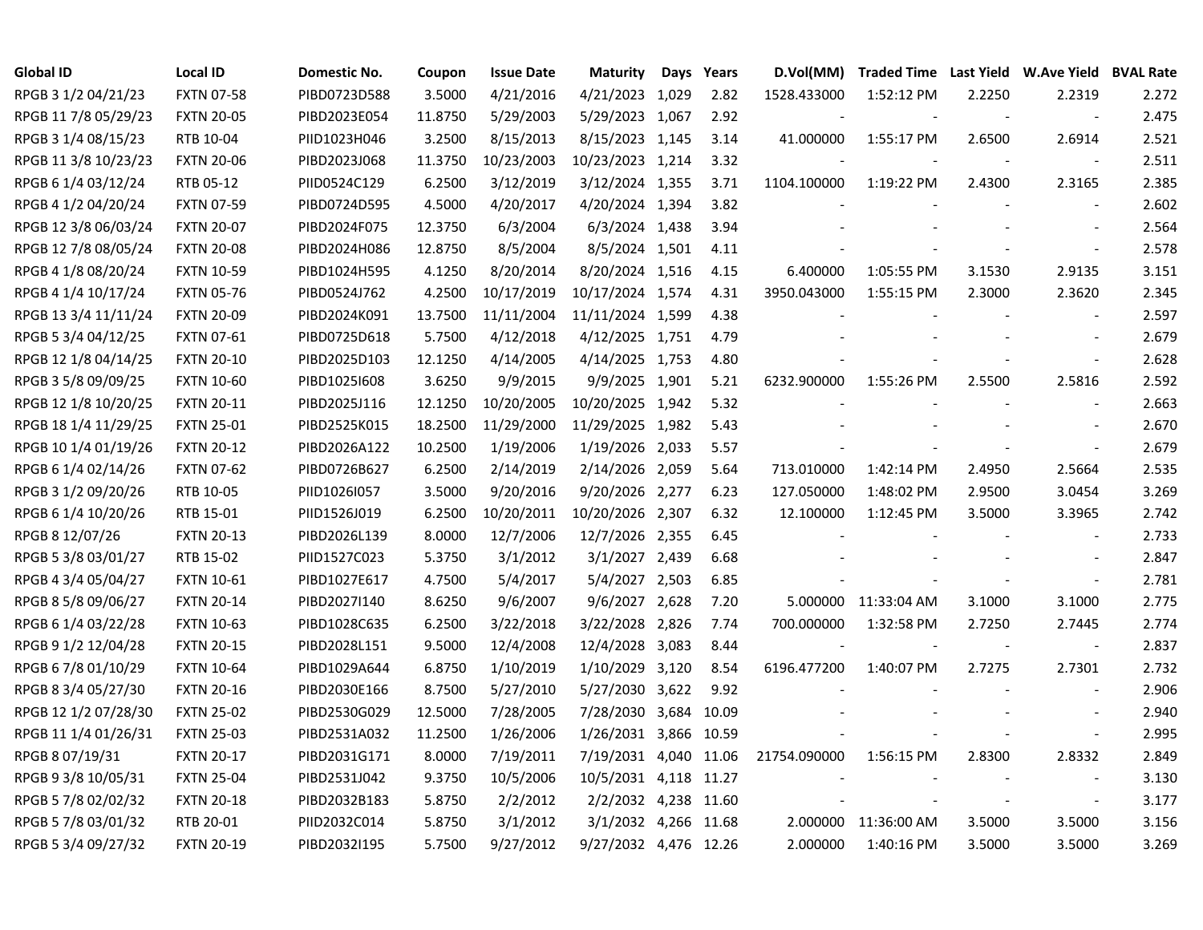| Global ID | Local ID | Domestic No. | Coupon | Issue Date | Maturity | Days | Years | D.Vol(MM) | Traded Time | Last Yield | W.Ave Yield | BVAL Rate |
|---|---|---|---|---|---|---|---|---|---|---|---|---|
| RPGB 3 1/2 04/21/23 | FXTN 07-58 | PIBD0723D588 | 3.5000 | 4/21/2016 | 4/21/2023 | 1,029 | 2.82 | 1528.433000 | 1:52:12 PM | 2.2250 | 2.2319 | 2.272 |
| RPGB 11 7/8 05/29/23 | FXTN 20-05 | PIBD2023E054 | 11.8750 | 5/29/2003 | 5/29/2023 | 1,067 | 2.92 | - | - | - | - | 2.475 |
| RPGB 3 1/4 08/15/23 | RTB 10-04 | PIID1023H046 | 3.2500 | 8/15/2013 | 8/15/2023 | 1,145 | 3.14 | 41.000000 | 1:55:17 PM | 2.6500 | 2.6914 | 2.521 |
| RPGB 11 3/8 10/23/23 | FXTN 20-06 | PIBD2023J068 | 11.3750 | 10/23/2003 | 10/23/2023 | 1,214 | 3.32 | - | - | - | - | 2.511 |
| RPGB 6 1/4 03/12/24 | RTB 05-12 | PIID0524C129 | 6.2500 | 3/12/2019 | 3/12/2024 | 1,355 | 3.71 | 1104.100000 | 1:19:22 PM | 2.4300 | 2.3165 | 2.385 |
| RPGB 4 1/2 04/20/24 | FXTN 07-59 | PIBD0724D595 | 4.5000 | 4/20/2017 | 4/20/2024 | 1,394 | 3.82 | - | - | - | - | 2.602 |
| RPGB 12 3/8 06/03/24 | FXTN 20-07 | PIBD2024F075 | 12.3750 | 6/3/2004 | 6/3/2024 | 1,438 | 3.94 | - | - | - | - | 2.564 |
| RPGB 12 7/8 08/05/24 | FXTN 20-08 | PIBD2024H086 | 12.8750 | 8/5/2004 | 8/5/2024 | 1,501 | 4.11 | - | - | - | - | 2.578 |
| RPGB 4 1/8 08/20/24 | FXTN 10-59 | PIBD1024H595 | 4.1250 | 8/20/2014 | 8/20/2024 | 1,516 | 4.15 | 6.400000 | 1:05:55 PM | 3.1530 | 2.9135 | 3.151 |
| RPGB 4 1/4 10/17/24 | FXTN 05-76 | PIBD0524J762 | 4.2500 | 10/17/2019 | 10/17/2024 | 1,574 | 4.31 | 3950.043000 | 1:55:15 PM | 2.3000 | 2.3620 | 2.345 |
| RPGB 13 3/4 11/11/24 | FXTN 20-09 | PIBD2024K091 | 13.7500 | 11/11/2004 | 11/11/2024 | 1,599 | 4.38 | - | - | - | - | 2.597 |
| RPGB 5 3/4 04/12/25 | FXTN 07-61 | PIBD0725D618 | 5.7500 | 4/12/2018 | 4/12/2025 | 1,751 | 4.79 | - | - | - | - | 2.679 |
| RPGB 12 1/8 04/14/25 | FXTN 20-10 | PIBD2025D103 | 12.1250 | 4/14/2005 | 4/14/2025 | 1,753 | 4.80 | - | - | - | - | 2.628 |
| RPGB 3 5/8 09/09/25 | FXTN 10-60 | PIBD1025I608 | 3.6250 | 9/9/2015 | 9/9/2025 | 1,901 | 5.21 | 6232.900000 | 1:55:26 PM | 2.5500 | 2.5816 | 2.592 |
| RPGB 12 1/8 10/20/25 | FXTN 20-11 | PIBD2025J116 | 12.1250 | 10/20/2005 | 10/20/2025 | 1,942 | 5.32 | - | - | - | - | 2.663 |
| RPGB 18 1/4 11/29/25 | FXTN 25-01 | PIBD2525K015 | 18.2500 | 11/29/2000 | 11/29/2025 | 1,982 | 5.43 | - | - | - | - | 2.670 |
| RPGB 10 1/4 01/19/26 | FXTN 20-12 | PIBD2026A122 | 10.2500 | 1/19/2006 | 1/19/2026 | 2,033 | 5.57 | - | - | - | - | 2.679 |
| RPGB 6 1/4 02/14/26 | FXTN 07-62 | PIBD0726B627 | 6.2500 | 2/14/2019 | 2/14/2026 | 2,059 | 5.64 | 713.010000 | 1:42:14 PM | 2.4950 | 2.5664 | 2.535 |
| RPGB 3 1/2 09/20/26 | RTB 10-05 | PIID1026I057 | 3.5000 | 9/20/2016 | 9/20/2026 | 2,277 | 6.23 | 127.050000 | 1:48:02 PM | 2.9500 | 3.0454 | 3.269 |
| RPGB 6 1/4 10/20/26 | RTB 15-01 | PIID1526J019 | 6.2500 | 10/20/2011 | 10/20/2026 | 2,307 | 6.32 | 12.100000 | 1:12:45 PM | 3.5000 | 3.3965 | 2.742 |
| RPGB 8 12/07/26 | FXTN 20-13 | PIBD2026L139 | 8.0000 | 12/7/2006 | 12/7/2026 | 2,355 | 6.45 | - | - | - | - | 2.733 |
| RPGB 5 3/8 03/01/27 | RTB 15-02 | PIID1527C023 | 5.3750 | 3/1/2012 | 3/1/2027 | 2,439 | 6.68 | - | - | - | - | 2.847 |
| RPGB 4 3/4 05/04/27 | FXTN 10-61 | PIBD1027E617 | 4.7500 | 5/4/2017 | 5/4/2027 | 2,503 | 6.85 | - | - | - | - | 2.781 |
| RPGB 8 5/8 09/06/27 | FXTN 20-14 | PIBD2027I140 | 8.6250 | 9/6/2007 | 9/6/2027 | 2,628 | 7.20 | 5.000000 | 11:33:04 AM | 3.1000 | 3.1000 | 2.775 |
| RPGB 6 1/4 03/22/28 | FXTN 10-63 | PIBD1028C635 | 6.2500 | 3/22/2018 | 3/22/2028 | 2,826 | 7.74 | 700.000000 | 1:32:58 PM | 2.7250 | 2.7445 | 2.774 |
| RPGB 9 1/2 12/04/28 | FXTN 20-15 | PIBD2028L151 | 9.5000 | 12/4/2008 | 12/4/2028 | 3,083 | 8.44 | - | - | - | - | 2.837 |
| RPGB 6 7/8 01/10/29 | FXTN 10-64 | PIBD1029A644 | 6.8750 | 1/10/2019 | 1/10/2029 | 3,120 | 8.54 | 6196.477200 | 1:40:07 PM | 2.7275 | 2.7301 | 2.732 |
| RPGB 8 3/4 05/27/30 | FXTN 20-16 | PIBD2030E166 | 8.7500 | 5/27/2010 | 5/27/2030 | 3,622 | 9.92 | - | - | - | - | 2.906 |
| RPGB 12 1/2 07/28/30 | FXTN 25-02 | PIBD2530G029 | 12.5000 | 7/28/2005 | 7/28/2030 | 3,684 | 10.09 | - | - | - | - | 2.940 |
| RPGB 11 1/4 01/26/31 | FXTN 25-03 | PIBD2531A032 | 11.2500 | 1/26/2006 | 1/26/2031 | 3,866 | 10.59 | - | - | - | - | 2.995 |
| RPGB 8 07/19/31 | FXTN 20-17 | PIBD2031G171 | 8.0000 | 7/19/2011 | 7/19/2031 | 4,040 | 11.06 | 21754.090000 | 1:56:15 PM | 2.8300 | 2.8332 | 2.849 |
| RPGB 9 3/8 10/05/31 | FXTN 25-04 | PIBD2531J042 | 9.3750 | 10/5/2006 | 10/5/2031 | 4,118 | 11.27 | - | - | - | - | 3.130 |
| RPGB 5 7/8 02/02/32 | FXTN 20-18 | PIBD2032B183 | 5.8750 | 2/2/2012 | 2/2/2032 | 4,238 | 11.60 | - | - | - | - | 3.177 |
| RPGB 5 7/8 03/01/32 | RTB 20-01 | PIID2032C014 | 5.8750 | 3/1/2012 | 3/1/2032 | 4,266 | 11.68 | 2.000000 | 11:36:00 AM | 3.5000 | 3.5000 | 3.156 |
| RPGB 5 3/4 09/27/32 | FXTN 20-19 | PIBD2032I195 | 5.7500 | 9/27/2012 | 9/27/2032 | 4,476 | 12.26 | 2.000000 | 1:40:16 PM | 3.5000 | 3.5000 | 3.269 |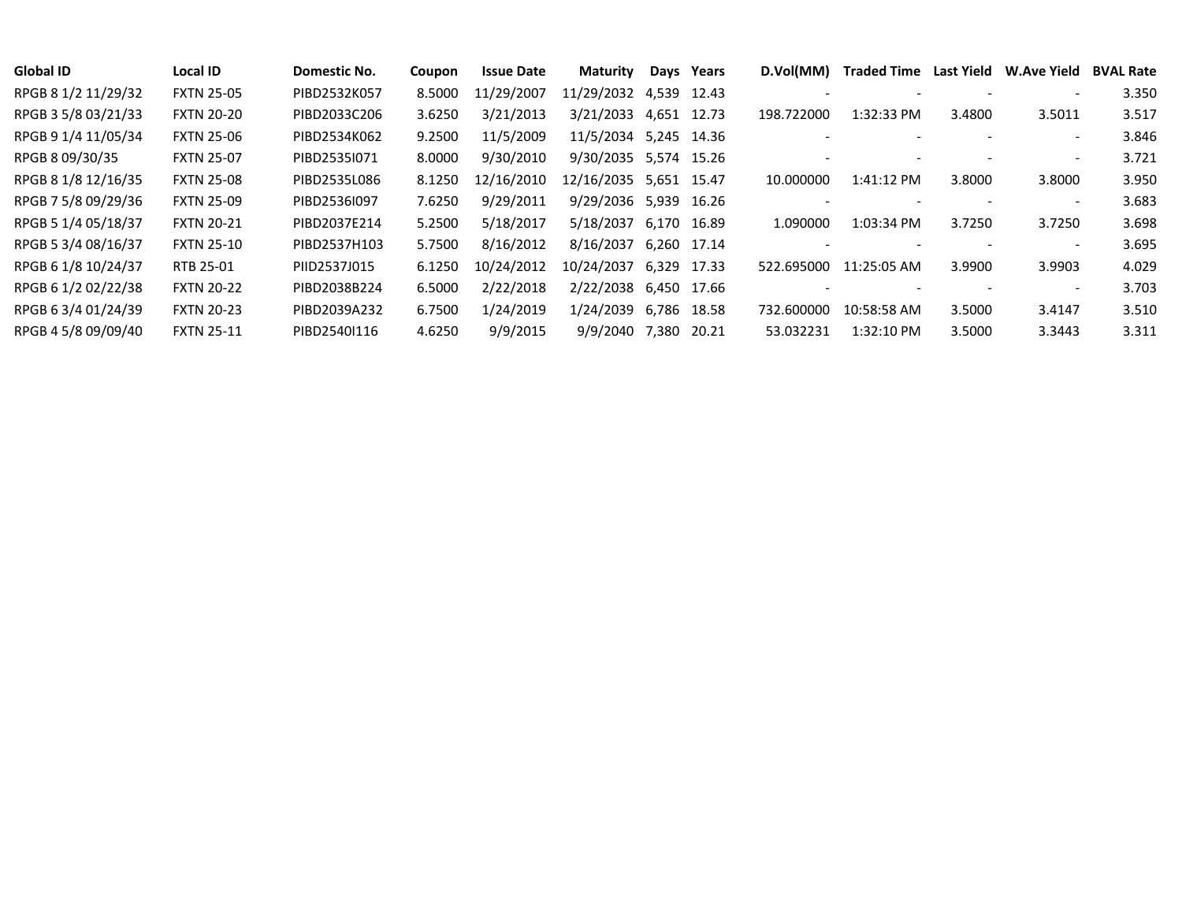| Global ID | Local ID | Domestic No. | Coupon | Issue Date | Maturity | Days | Years | D.Vol(MM) | Traded Time | Last Yield | W.Ave Yield | BVAL Rate |
|---|---|---|---|---|---|---|---|---|---|---|---|---|
| RPGB 8 1/2 11/29/32 | FXTN 25-05 | PIBD2532K057 | 8.5000 | 11/29/2007 | 11/29/2032 | 4,539 | 12.43 | - | - | - | - | 3.350 |
| RPGB 3 5/8 03/21/33 | FXTN 20-20 | PIBD2033C206 | 3.6250 | 3/21/2013 | 3/21/2033 | 4,651 | 12.73 | 198.722000 | 1:32:33 PM | 3.4800 | 3.5011 | 3.517 |
| RPGB 9 1/4 11/05/34 | FXTN 25-06 | PIBD2534K062 | 9.2500 | 11/5/2009 | 11/5/2034 | 5,245 | 14.36 | - | - | - | - | 3.846 |
| RPGB 8 09/30/35 | FXTN 25-07 | PIBD2535I071 | 8.0000 | 9/30/2010 | 9/30/2035 | 5,574 | 15.26 | - | - | - | - | 3.721 |
| RPGB 8 1/8 12/16/35 | FXTN 25-08 | PIBD2535L086 | 8.1250 | 12/16/2010 | 12/16/2035 | 5,651 | 15.47 | 10.000000 | 1:41:12 PM | 3.8000 | 3.8000 | 3.950 |
| RPGB 7 5/8 09/29/36 | FXTN 25-09 | PIBD2536I097 | 7.6250 | 9/29/2011 | 9/29/2036 | 5,939 | 16.26 | - | - | - | - | 3.683 |
| RPGB 5 1/4 05/18/37 | FXTN 20-21 | PIBD2037E214 | 5.2500 | 5/18/2017 | 5/18/2037 | 6,170 | 16.89 | 1.090000 | 1:03:34 PM | 3.7250 | 3.7250 | 3.698 |
| RPGB 5 3/4 08/16/37 | FXTN 25-10 | PIBD2537H103 | 5.7500 | 8/16/2012 | 8/16/2037 | 6,260 | 17.14 | - | - | - | - | 3.695 |
| RPGB 6 1/8 10/24/37 | RTB 25-01 | PIID2537J015 | 6.1250 | 10/24/2012 | 10/24/2037 | 6,329 | 17.33 | 522.695000 | 11:25:05 AM | 3.9900 | 3.9903 | 4.029 |
| RPGB 6 1/2 02/22/38 | FXTN 20-22 | PIBD2038B224 | 6.5000 | 2/22/2018 | 2/22/2038 | 6,450 | 17.66 | - | - | - | - | 3.703 |
| RPGB 6 3/4 01/24/39 | FXTN 20-23 | PIBD2039A232 | 6.7500 | 1/24/2019 | 1/24/2039 | 6,786 | 18.58 | 732.600000 | 10:58:58 AM | 3.5000 | 3.4147 | 3.510 |
| RPGB 4 5/8 09/09/40 | FXTN 25-11 | PIBD2540I116 | 4.6250 | 9/9/2015 | 9/9/2040 | 7,380 | 20.21 | 53.032231 | 1:32:10 PM | 3.5000 | 3.3443 | 3.311 |